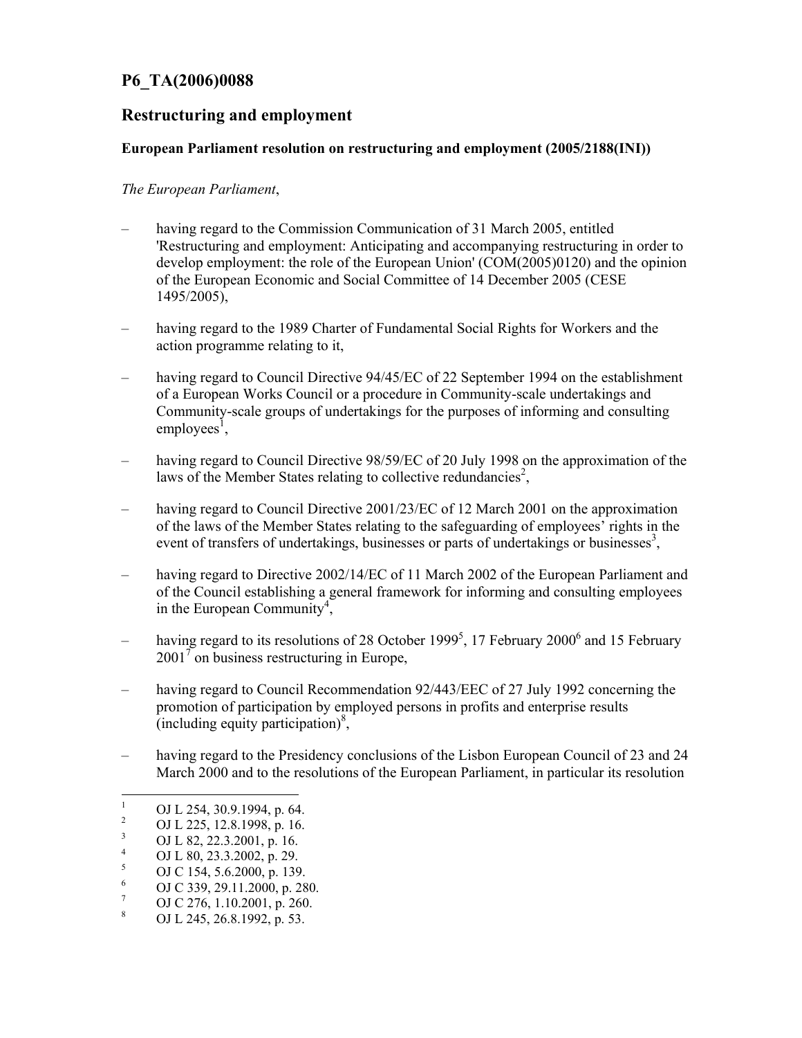## P6_TA(2006)0088

## Restructuring and employment

**European Parliament resolution on restructuring and employment (2005/2188(INI))**

*The European Parliament*,

– having regard to the Commission Communication of 31 March 2005, entitled 'Restructuring and employment: Anticipating and accompanying restructuring in order to develop employment: the role of the European Union' (COM(2005)0120) and the opinion of the European Economic and Social Committee of 14 December 2005 (CESE 1495/2005),

– having regard to the 1989 Charter of Fundamental Social Rights for Workers and the action programme relating to it,

– having regard to Council Directive 94/45/EC of 22 September 1994 on the establishment of a European Works Council or a procedure in Community-scale undertakings and Community-scale groups of undertakings for the purposes of informing and consulting employees[1],

– having regard to Council Directive 98/59/EC of 20 July 1998 on the approximation of the laws of the Member States relating to collective redundancies[2],

– having regard to Council Directive 2001/23/EC of 12 March 2001 on the approximation of the laws of the Member States relating to the safeguarding of employees' rights in the event of transfers of undertakings, businesses or parts of undertakings or businesses[3],

– having regard to Directive 2002/14/EC of 11 March 2002 of the European Parliament and of the Council establishing a general framework for informing and consulting employees in the European Community[4],

– having regard to its resolutions of 28 October 1999[5], 17 February 2000[6] and 15 February 2001[7] on business restructuring in Europe,

– having regard to Council Recommendation 92/443/EEC of 27 July 1992 concerning the promotion of participation by employed persons in profits and enterprise results (including equity participation)[8],

– having regard to the Presidency conclusions of the Lisbon European Council of 23 and 24 March 2000 and to the resolutions of the European Parliament, in particular its resolution

---

[1] OJ L 254, 30.9.1994, p. 64.
[2] OJ L 225, 12.8.1998, p. 16.
[3] OJ L 82, 22.3.2001, p. 16.
[4] OJ L 80, 23.3.2002, p. 29.
[5] OJ C 154, 5.6.2000, p. 139.
[6] OJ C 339, 29.11.2000, p. 280.
[7] OJ C 276, 1.10.2001, p. 260.
[8] OJ L 245, 26.8.1992, p. 53.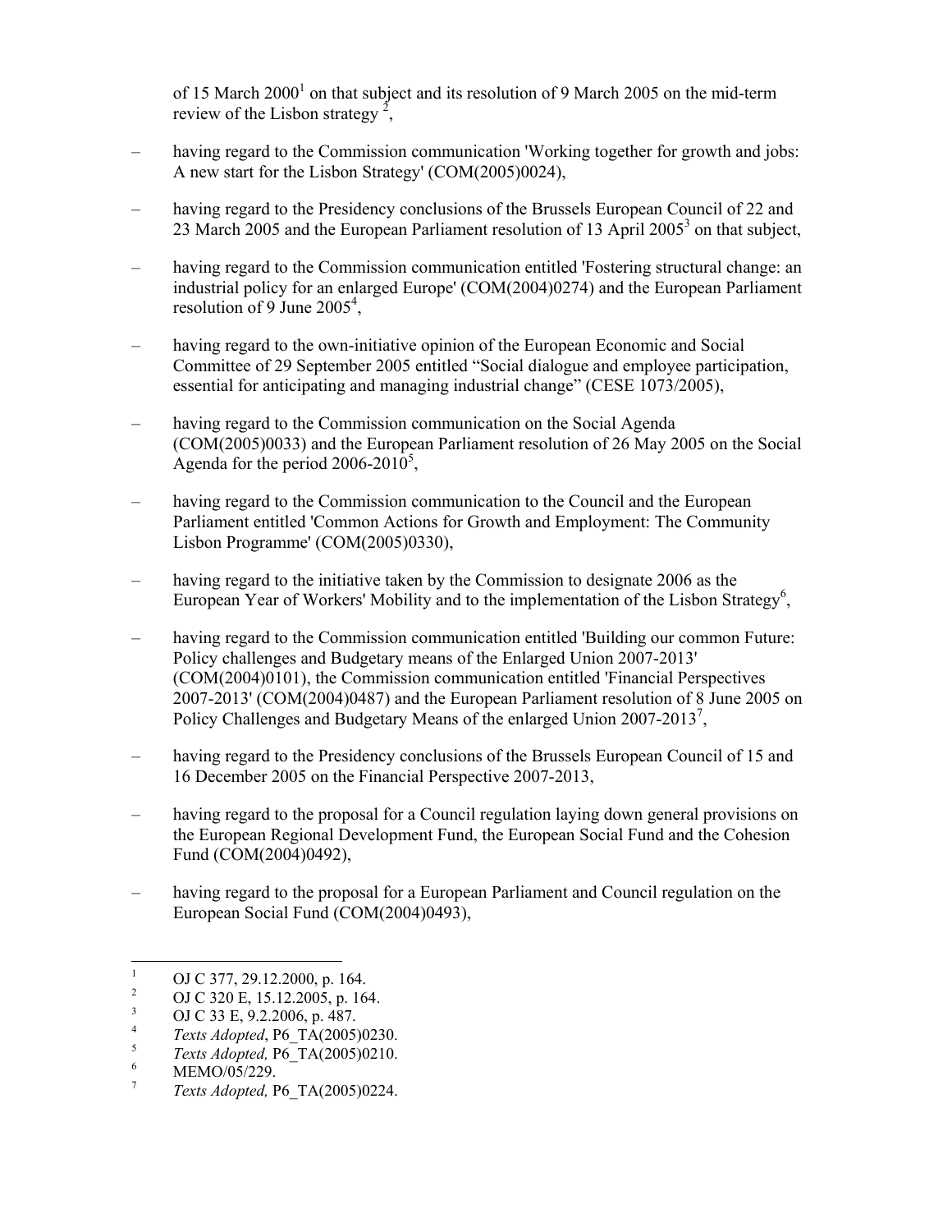of 15 March 2000[1] on that subject and its resolution of 9 March 2005 on the mid-term review of the Lisbon strategy [2],

– having regard to the Commission communication 'Working together for growth and jobs: A new start for the Lisbon Strategy' (COM(2005)0024),

– having regard to the Presidency conclusions of the Brussels European Council of 22 and 23 March 2005 and the European Parliament resolution of 13 April 2005[3] on that subject,

– having regard to the Commission communication entitled 'Fostering structural change: an industrial policy for an enlarged Europe' (COM(2004)0274) and the European Parliament resolution of 9 June 2005[4],

– having regard to the own-initiative opinion of the European Economic and Social Committee of 29 September 2005 entitled "Social dialogue and employee participation, essential for anticipating and managing industrial change" (CESE 1073/2005),

– having regard to the Commission communication on the Social Agenda (COM(2005)0033) and the European Parliament resolution of 26 May 2005 on the Social Agenda for the period 2006-2010[5],

– having regard to the Commission communication to the Council and the European Parliament entitled 'Common Actions for Growth and Employment: The Community Lisbon Programme' (COM(2005)0330),

– having regard to the initiative taken by the Commission to designate 2006 as the European Year of Workers' Mobility and to the implementation of the Lisbon Strategy[6],

– having regard to the Commission communication entitled 'Building our common Future: Policy challenges and Budgetary means of the Enlarged Union 2007-2013' (COM(2004)0101), the Commission communication entitled 'Financial Perspectives 2007-2013' (COM(2004)0487) and the European Parliament resolution of 8 June 2005 on Policy Challenges and Budgetary Means of the enlarged Union 2007-2013[7],

– having regard to the Presidency conclusions of the Brussels European Council of 15 and 16 December 2005 on the Financial Perspective 2007-2013,

– having regard to the proposal for a Council regulation laying down general provisions on the European Regional Development Fund, the European Social Fund and the Cohesion Fund (COM(2004)0492),

– having regard to the proposal for a European Parliament and Council regulation on the European Social Fund (COM(2004)0493),

---

[1] OJ C 377, 29.12.2000, p. 164.
[2] OJ C 320 E, 15.12.2005, p. 164.
[3] OJ C 33 E, 9.2.2006, p. 487.
[4] *Texts Adopted*, P6_TA(2005)0230.
[5] *Texts Adopted,* P6_TA(2005)0210.
[6] MEMO/05/229.
[7] *Texts Adopted,* P6_TA(2005)0224.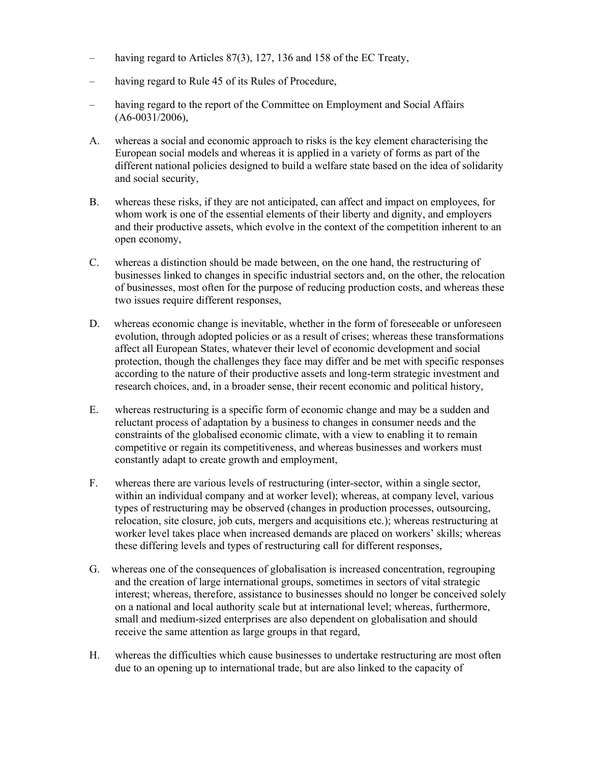– having regard to Articles 87(3), 127, 136 and 158 of the EC Treaty,

– having regard to Rule 45 of its Rules of Procedure,

– having regard to the report of the Committee on Employment and Social Affairs (A6-0031/2006),

A. whereas a social and economic approach to risks is the key element characterising the European social models and whereas it is applied in a variety of forms as part of the different national policies designed to build a welfare state based on the idea of solidarity and social security,

B. whereas these risks, if they are not anticipated, can affect and impact on employees, for whom work is one of the essential elements of their liberty and dignity, and employers and their productive assets, which evolve in the context of the competition inherent to an open economy,

C. whereas a distinction should be made between, on the one hand, the restructuring of businesses linked to changes in specific industrial sectors and, on the other, the relocation of businesses, most often for the purpose of reducing production costs, and whereas these two issues require different responses,

D. whereas economic change is inevitable, whether in the form of foreseeable or unforeseen evolution, through adopted policies or as a result of crises; whereas these transformations affect all European States, whatever their level of economic development and social protection, though the challenges they face may differ and be met with specific responses according to the nature of their productive assets and long-term strategic investment and research choices, and, in a broader sense, their recent economic and political history,

E. whereas restructuring is a specific form of economic change and may be a sudden and reluctant process of adaptation by a business to changes in consumer needs and the constraints of the globalised economic climate, with a view to enabling it to remain competitive or regain its competitiveness, and whereas businesses and workers must constantly adapt to create growth and employment,

F. whereas there are various levels of restructuring (inter-sector, within a single sector, within an individual company and at worker level); whereas, at company level, various types of restructuring may be observed (changes in production processes, outsourcing, relocation, site closure, job cuts, mergers and acquisitions etc.); whereas restructuring at worker level takes place when increased demands are placed on workers' skills; whereas these differing levels and types of restructuring call for different responses,

G. whereas one of the consequences of globalisation is increased concentration, regrouping and the creation of large international groups, sometimes in sectors of vital strategic interest; whereas, therefore, assistance to businesses should no longer be conceived solely on a national and local authority scale but at international level; whereas, furthermore, small and medium-sized enterprises are also dependent on globalisation and should receive the same attention as large groups in that regard,

H. whereas the difficulties which cause businesses to undertake restructuring are most often due to an opening up to international trade, but are also linked to the capacity of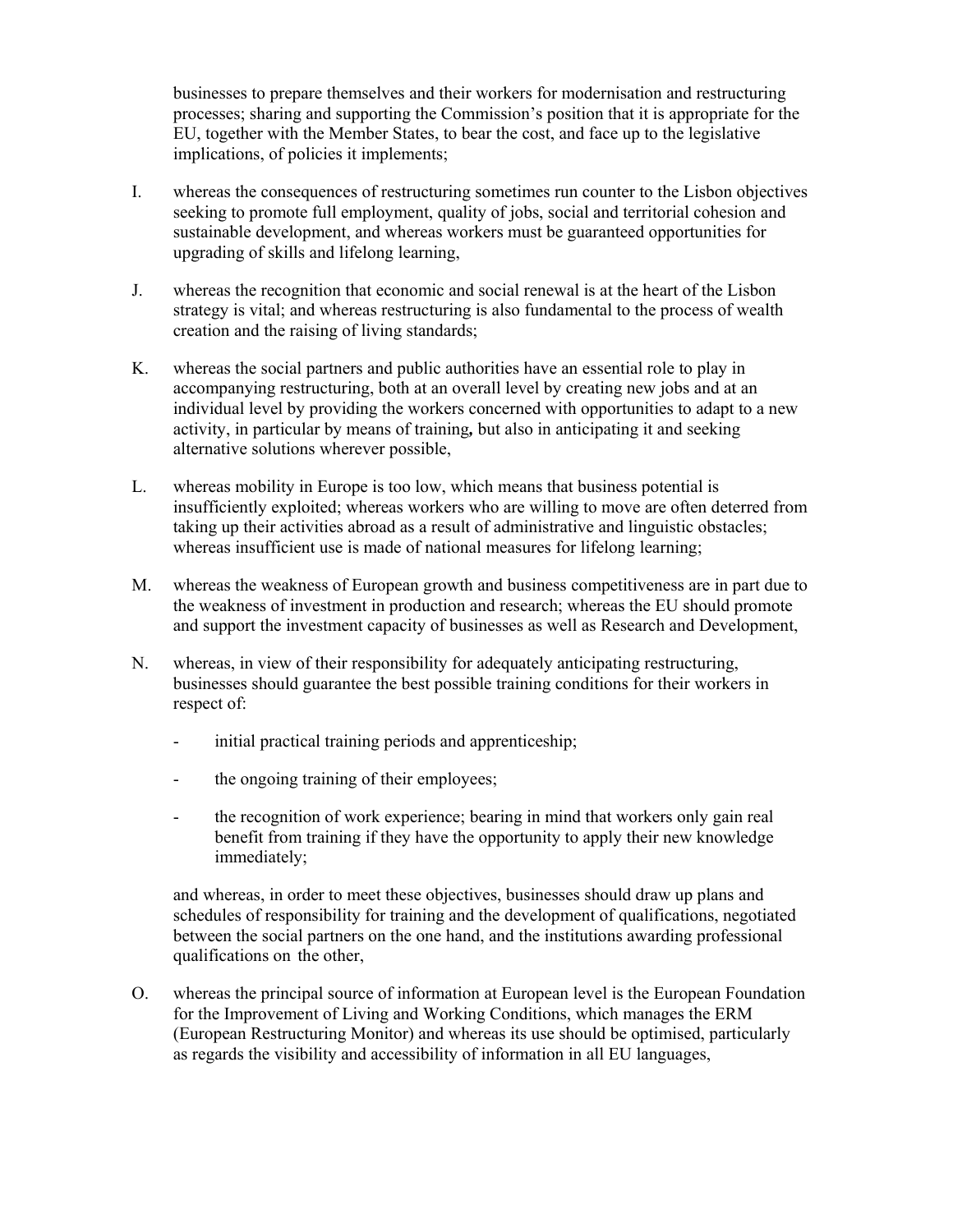businesses to prepare themselves and their workers for modernisation and restructuring processes; sharing and supporting the Commission's position that it is appropriate for the EU, together with the Member States, to bear the cost, and face up to the legislative implications, of policies it implements;

I. whereas the consequences of restructuring sometimes run counter to the Lisbon objectives seeking to promote full employment, quality of jobs, social and territorial cohesion and sustainable development, and whereas workers must be guaranteed opportunities for upgrading of skills and lifelong learning,

J. whereas the recognition that economic and social renewal is at the heart of the Lisbon strategy is vital; and whereas restructuring is also fundamental to the process of wealth creation and the raising of living standards;

K. whereas the social partners and public authorities have an essential role to play in accompanying restructuring, both at an overall level by creating new jobs and at an individual level by providing the workers concerned with opportunities to adapt to a new activity, in particular by means of training**,** but also in anticipating it and seeking alternative solutions wherever possible,

L. whereas mobility in Europe is too low, which means that business potential is insufficiently exploited; whereas workers who are willing to move are often deterred from taking up their activities abroad as a result of administrative and linguistic obstacles; whereas insufficient use is made of national measures for lifelong learning;

M. whereas the weakness of European growth and business competitiveness are in part due to the weakness of investment in production and research; whereas the EU should promote and support the investment capacity of businesses as well as Research and Development,

N. whereas, in view of their responsibility for adequately anticipating restructuring, businesses should guarantee the best possible training conditions for their workers in respect of:

- initial practical training periods and apprenticeship;
- the ongoing training of their employees;
- the recognition of work experience; bearing in mind that workers only gain real benefit from training if they have the opportunity to apply their new knowledge immediately;

and whereas, in order to meet these objectives, businesses should draw up plans and schedules of responsibility for training and the development of qualifications, negotiated between the social partners on the one hand, and the institutions awarding professional qualifications on the other,

O. whereas the principal source of information at European level is the European Foundation for the Improvement of Living and Working Conditions, which manages the ERM (European Restructuring Monitor) and whereas its use should be optimised, particularly as regards the visibility and accessibility of information in all EU languages,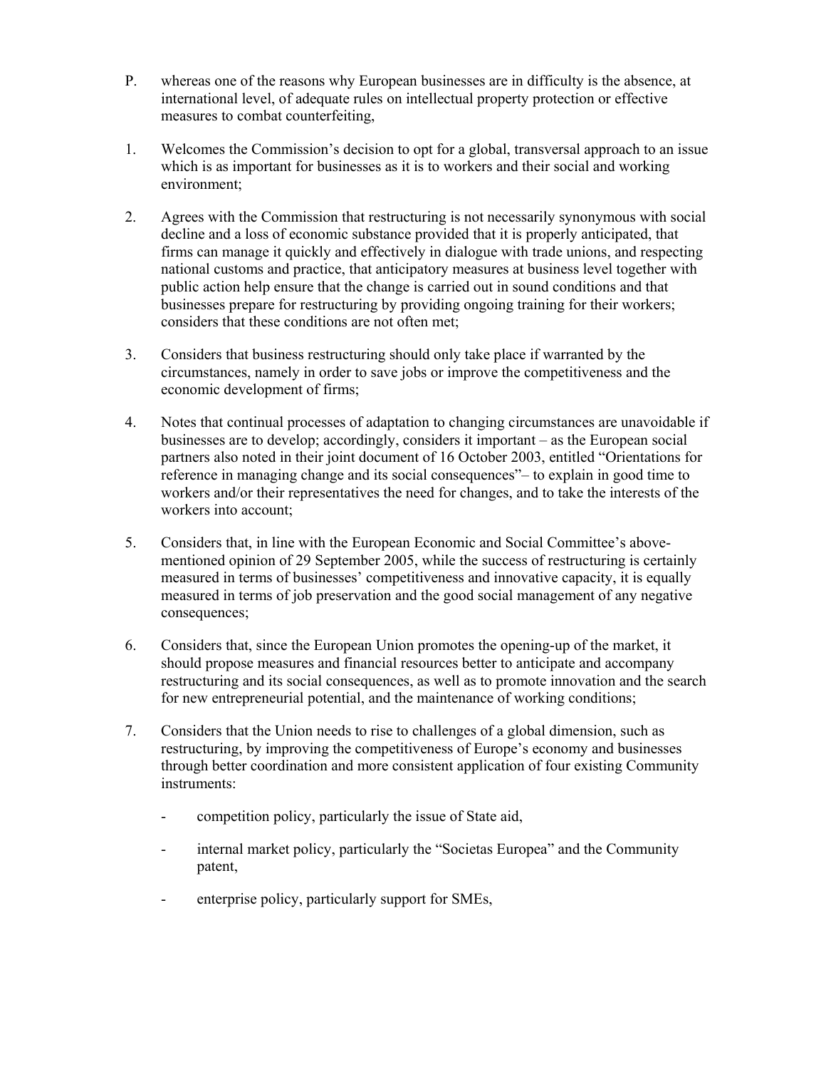P. whereas one of the reasons why European businesses are in difficulty is the absence, at international level, of adequate rules on intellectual property protection or effective measures to combat counterfeiting,

1. Welcomes the Commission's decision to opt for a global, transversal approach to an issue which is as important for businesses as it is to workers and their social and working environment;

2. Agrees with the Commission that restructuring is not necessarily synonymous with social decline and a loss of economic substance provided that it is properly anticipated, that firms can manage it quickly and effectively in dialogue with trade unions, and respecting national customs and practice, that anticipatory measures at business level together with public action help ensure that the change is carried out in sound conditions and that businesses prepare for restructuring by providing ongoing training for their workers; considers that these conditions are not often met;

3. Considers that business restructuring should only take place if warranted by the circumstances, namely in order to save jobs or improve the competitiveness and the economic development of firms;

4. Notes that continual processes of adaptation to changing circumstances are unavoidable if businesses are to develop; accordingly, considers it important – as the European social partners also noted in their joint document of 16 October 2003, entitled "Orientations for reference in managing change and its social consequences"– to explain in good time to workers and/or their representatives the need for changes, and to take the interests of the workers into account;

5. Considers that, in line with the European Economic and Social Committee's above-mentioned opinion of 29 September 2005, while the success of restructuring is certainly measured in terms of businesses' competitiveness and innovative capacity, it is equally measured in terms of job preservation and the good social management of any negative consequences;

6. Considers that, since the European Union promotes the opening-up of the market, it should propose measures and financial resources better to anticipate and accompany restructuring and its social consequences, as well as to promote innovation and the search for new entrepreneurial potential, and the maintenance of working conditions;

7. Considers that the Union needs to rise to challenges of a global dimension, such as restructuring, by improving the competitiveness of Europe's economy and businesses through better coordination and more consistent application of four existing Community instruments:

   - competition policy, particularly the issue of State aid,
   - internal market policy, particularly the "Societas Europea" and the Community patent,
   - enterprise policy, particularly support for SMEs,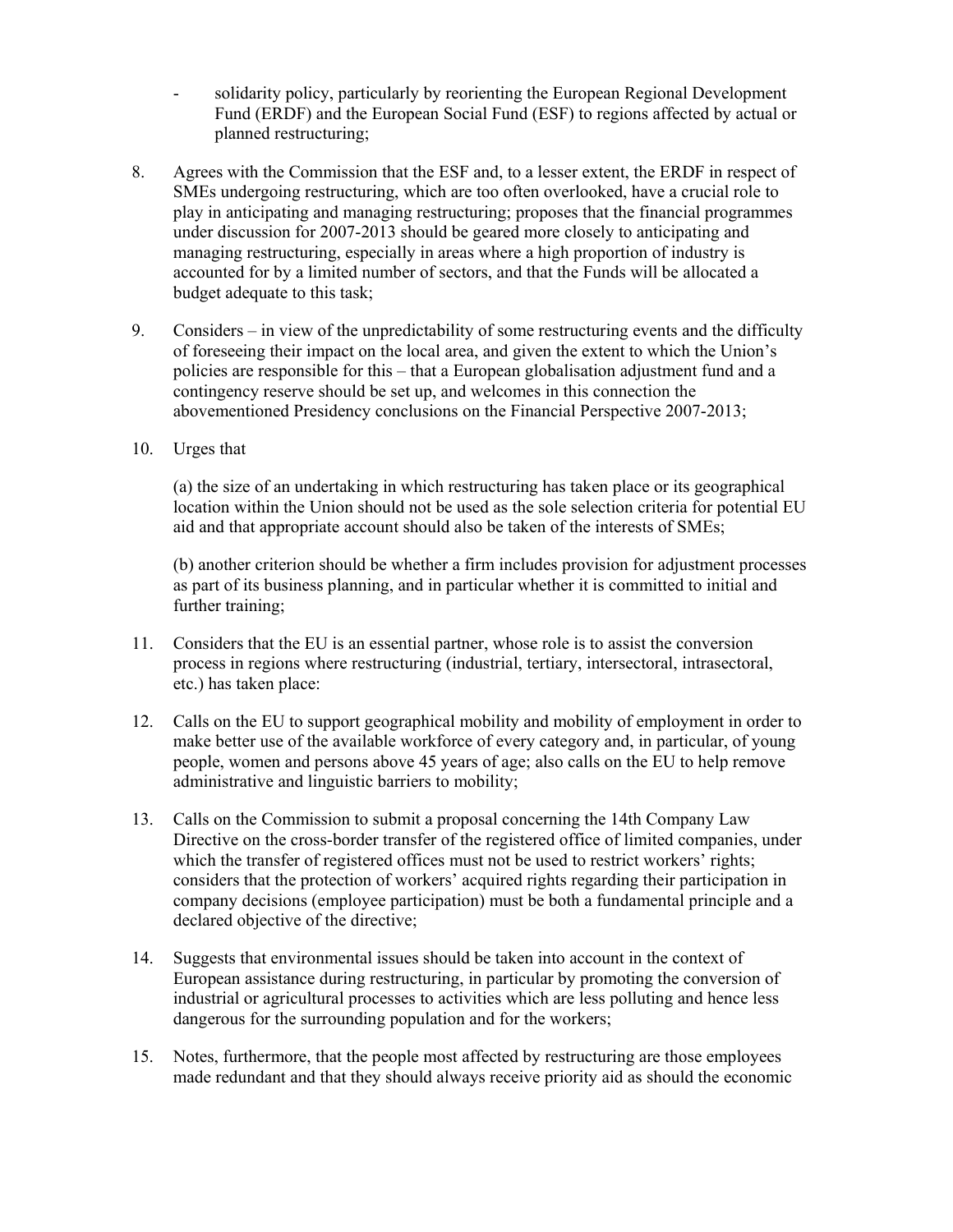- solidarity policy, particularly by reorienting the European Regional Development Fund (ERDF) and the European Social Fund (ESF) to regions affected by actual or planned restructuring;

8. Agrees with the Commission that the ESF and, to a lesser extent, the ERDF in respect of SMEs undergoing restructuring, which are too often overlooked, have a crucial role to play in anticipating and managing restructuring; proposes that the financial programmes under discussion for 2007-2013 should be geared more closely to anticipating and managing restructuring, especially in areas where a high proportion of industry is accounted for by a limited number of sectors, and that the Funds will be allocated a budget adequate to this task;

9. Considers – in view of the unpredictability of some restructuring events and the difficulty of foreseeing their impact on the local area, and given the extent to which the Union's policies are responsible for this – that a European globalisation adjustment fund and a contingency reserve should be set up, and welcomes in this connection the abovementioned Presidency conclusions on the Financial Perspective 2007-2013;

10. Urges that

    (a) the size of an undertaking in which restructuring has taken place or its geographical location within the Union should not be used as the sole selection criteria for potential EU aid and that appropriate account should also be taken of the interests of SMEs;

    (b) another criterion should be whether a firm includes provision for adjustment processes as part of its business planning, and in particular whether it is committed to initial and further training;

11. Considers that the EU is an essential partner, whose role is to assist the conversion process in regions where restructuring (industrial, tertiary, intersectoral, intrasectoral, etc.) has taken place:

12. Calls on the EU to support geographical mobility and mobility of employment in order to make better use of the available workforce of every category and, in particular, of young people, women and persons above 45 years of age; also calls on the EU to help remove administrative and linguistic barriers to mobility;

13. Calls on the Commission to submit a proposal concerning the 14th Company Law Directive on the cross-border transfer of the registered office of limited companies, under which the transfer of registered offices must not be used to restrict workers' rights; considers that the protection of workers' acquired rights regarding their participation in company decisions (employee participation) must be both a fundamental principle and a declared objective of the directive;

14. Suggests that environmental issues should be taken into account in the context of European assistance during restructuring, in particular by promoting the conversion of industrial or agricultural processes to activities which are less polluting and hence less dangerous for the surrounding population and for the workers;

15. Notes, furthermore, that the people most affected by restructuring are those employees made redundant and that they should always receive priority aid as should the economic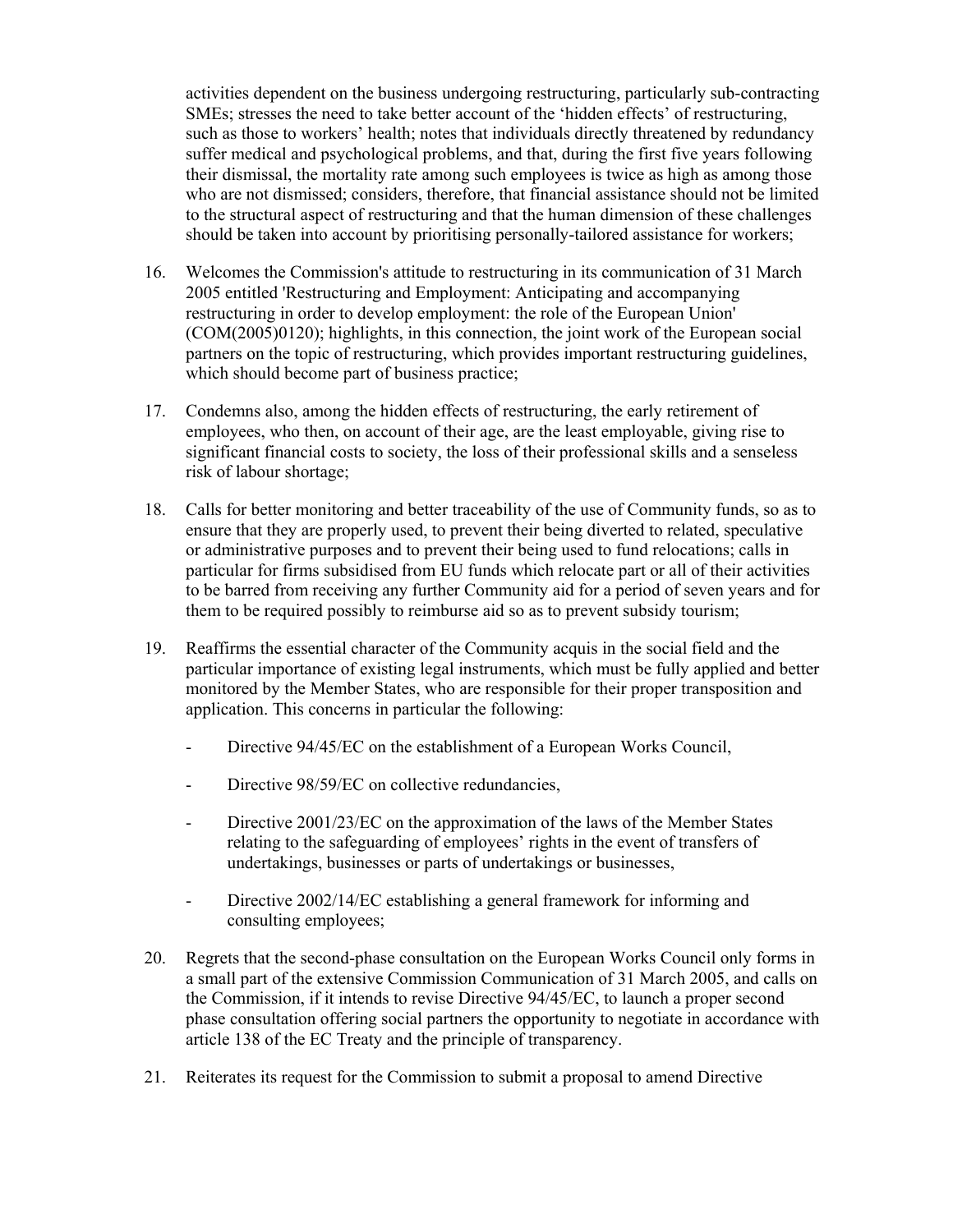activities dependent on the business undergoing restructuring, particularly sub-contracting SMEs; stresses the need to take better account of the 'hidden effects' of restructuring, such as those to workers' health; notes that individuals directly threatened by redundancy suffer medical and psychological problems, and that, during the first five years following their dismissal, the mortality rate among such employees is twice as high as among those who are not dismissed; considers, therefore, that financial assistance should not be limited to the structural aspect of restructuring and that the human dimension of these challenges should be taken into account by prioritising personally-tailored assistance for workers;

16. Welcomes the Commission's attitude to restructuring in its communication of 31 March 2005 entitled 'Restructuring and Employment: Anticipating and accompanying restructuring in order to develop employment: the role of the European Union' (COM(2005)0120); highlights, in this connection, the joint work of the European social partners on the topic of restructuring, which provides important restructuring guidelines, which should become part of business practice;

17. Condemns also, among the hidden effects of restructuring, the early retirement of employees, who then, on account of their age, are the least employable, giving rise to significant financial costs to society, the loss of their professional skills and a senseless risk of labour shortage;

18. Calls for better monitoring and better traceability of the use of Community funds, so as to ensure that they are properly used, to prevent their being diverted to related, speculative or administrative purposes and to prevent their being used to fund relocations; calls in particular for firms subsidised from EU funds which relocate part or all of their activities to be barred from receiving any further Community aid for a period of seven years and for them to be required possibly to reimburse aid so as to prevent subsidy tourism;

19. Reaffirms the essential character of the Community acquis in the social field and the particular importance of existing legal instruments, which must be fully applied and better monitored by the Member States, who are responsible for their proper transposition and application. This concerns in particular the following:

    - Directive 94/45/EC on the establishment of a European Works Council,
    - Directive 98/59/EC on collective redundancies,
    - Directive 2001/23/EC on the approximation of the laws of the Member States relating to the safeguarding of employees' rights in the event of transfers of undertakings, businesses or parts of undertakings or businesses,
    - Directive 2002/14/EC establishing a general framework for informing and consulting employees;

20. Regrets that the second-phase consultation on the European Works Council only forms in a small part of the extensive Commission Communication of 31 March 2005, and calls on the Commission, if it intends to revise Directive 94/45/EC, to launch a proper second phase consultation offering social partners the opportunity to negotiate in accordance with article 138 of the EC Treaty and the principle of transparency.

21. Reiterates its request for the Commission to submit a proposal to amend Directive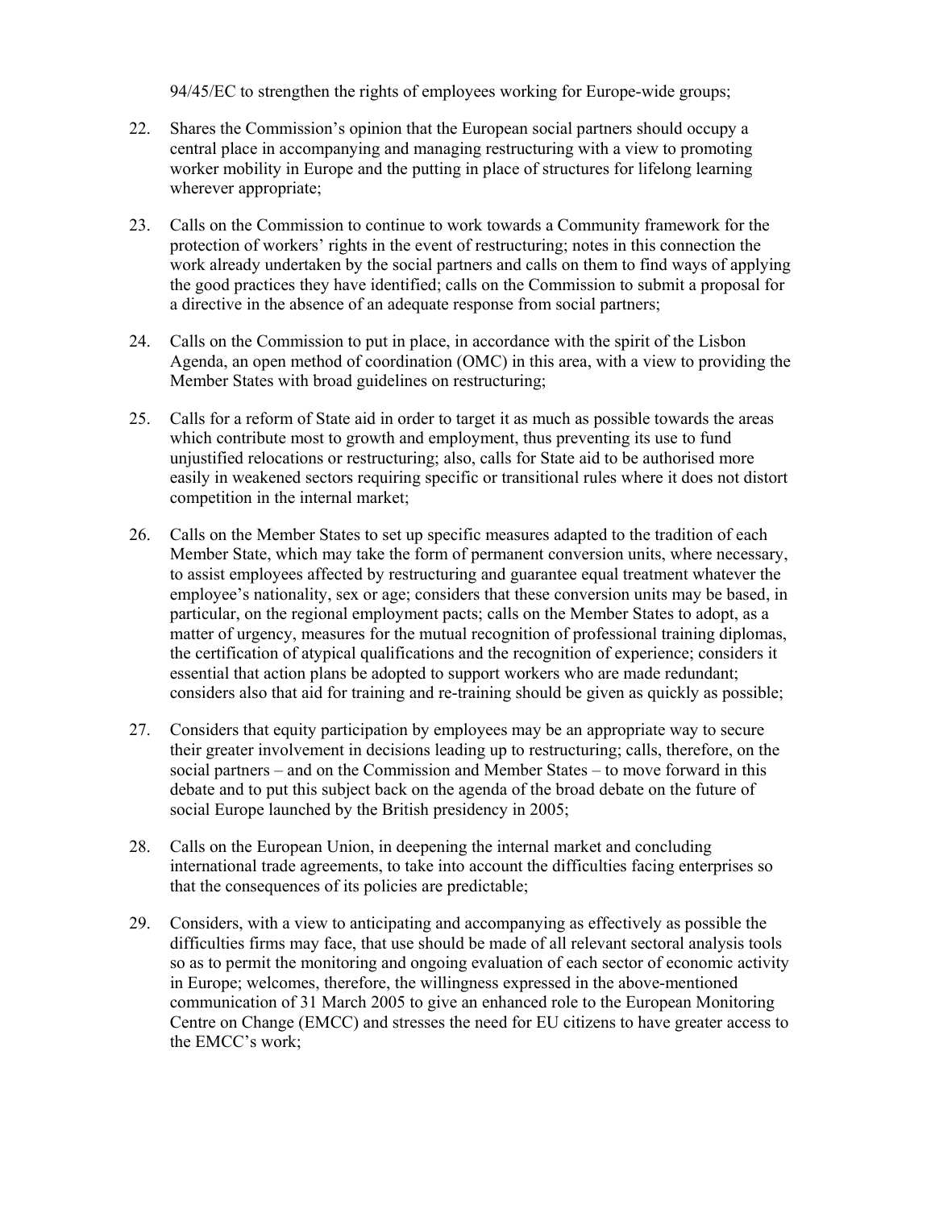94/45/EC to strengthen the rights of employees working for Europe-wide groups;

22. Shares the Commission's opinion that the European social partners should occupy a central place in accompanying and managing restructuring with a view to promoting worker mobility in Europe and the putting in place of structures for lifelong learning wherever appropriate;

23. Calls on the Commission to continue to work towards a Community framework for the protection of workers' rights in the event of restructuring; notes in this connection the work already undertaken by the social partners and calls on them to find ways of applying the good practices they have identified; calls on the Commission to submit a proposal for a directive in the absence of an adequate response from social partners;

24. Calls on the Commission to put in place, in accordance with the spirit of the Lisbon Agenda, an open method of coordination (OMC) in this area, with a view to providing the Member States with broad guidelines on restructuring;

25. Calls for a reform of State aid in order to target it as much as possible towards the areas which contribute most to growth and employment, thus preventing its use to fund unjustified relocations or restructuring; also, calls for State aid to be authorised more easily in weakened sectors requiring specific or transitional rules where it does not distort competition in the internal market;

26. Calls on the Member States to set up specific measures adapted to the tradition of each Member State, which may take the form of permanent conversion units, where necessary, to assist employees affected by restructuring and guarantee equal treatment whatever the employee's nationality, sex or age; considers that these conversion units may be based, in particular, on the regional employment pacts; calls on the Member States to adopt, as a matter of urgency, measures for the mutual recognition of professional training diplomas, the certification of atypical qualifications and the recognition of experience; considers it essential that action plans be adopted to support workers who are made redundant; considers also that aid for training and re-training should be given as quickly as possible;

27. Considers that equity participation by employees may be an appropriate way to secure their greater involvement in decisions leading up to restructuring; calls, therefore, on the social partners – and on the Commission and Member States – to move forward in this debate and to put this subject back on the agenda of the broad debate on the future of social Europe launched by the British presidency in 2005;

28. Calls on the European Union, in deepening the internal market and concluding international trade agreements, to take into account the difficulties facing enterprises so that the consequences of its policies are predictable;

29. Considers, with a view to anticipating and accompanying as effectively as possible the difficulties firms may face, that use should be made of all relevant sectoral analysis tools so as to permit the monitoring and ongoing evaluation of each sector of economic activity in Europe; welcomes, therefore, the willingness expressed in the above-mentioned communication of 31 March 2005 to give an enhanced role to the European Monitoring Centre on Change (EMCC) and stresses the need for EU citizens to have greater access to the EMCC's work;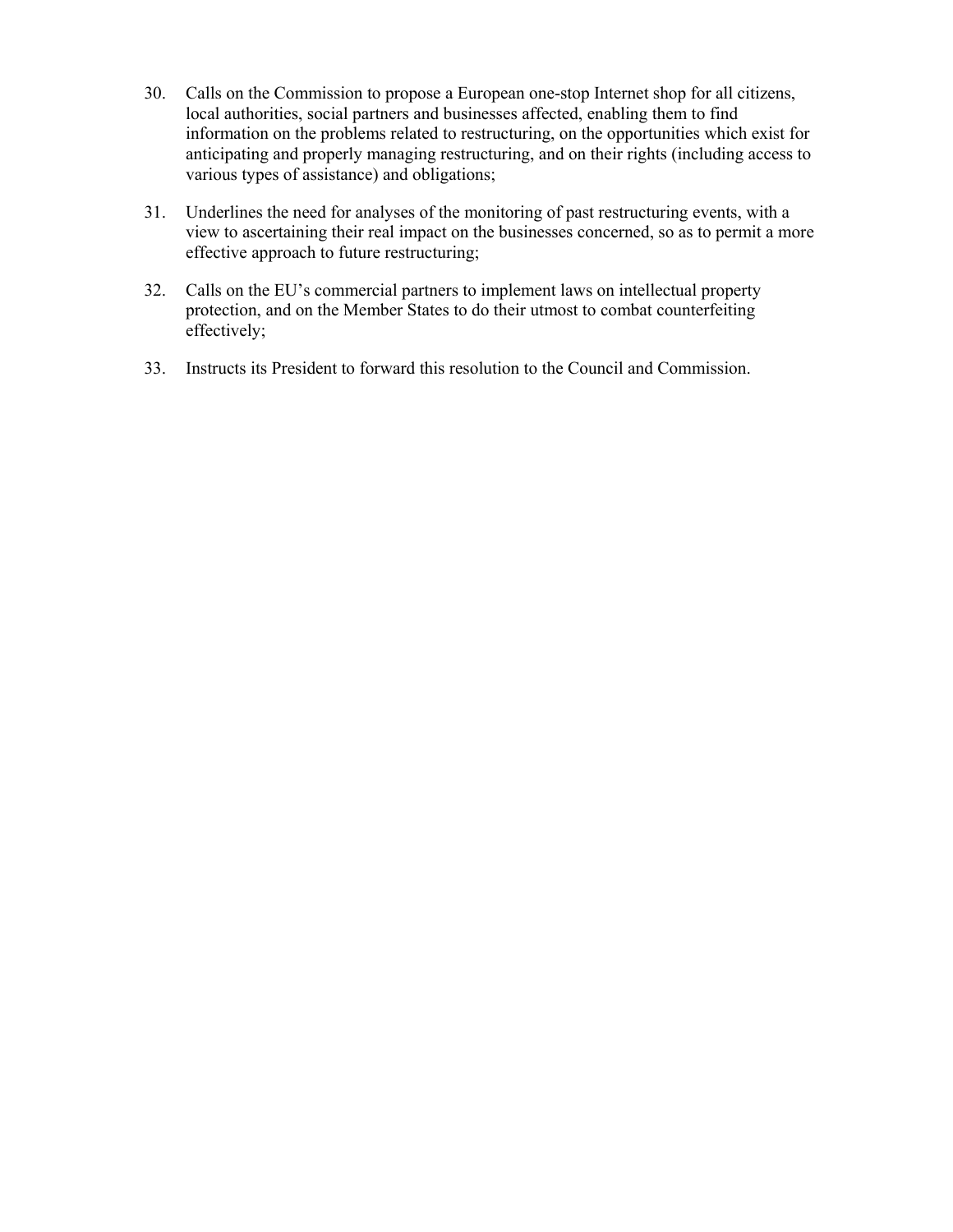30. Calls on the Commission to propose a European one-stop Internet shop for all citizens, local authorities, social partners and businesses affected, enabling them to find information on the problems related to restructuring, on the opportunities which exist for anticipating and properly managing restructuring, and on their rights (including access to various types of assistance) and obligations;

31. Underlines the need for analyses of the monitoring of past restructuring events, with a view to ascertaining their real impact on the businesses concerned, so as to permit a more effective approach to future restructuring;

32. Calls on the EU's commercial partners to implement laws on intellectual property protection, and on the Member States to do their utmost to combat counterfeiting effectively;

33. Instructs its President to forward this resolution to the Council and Commission.